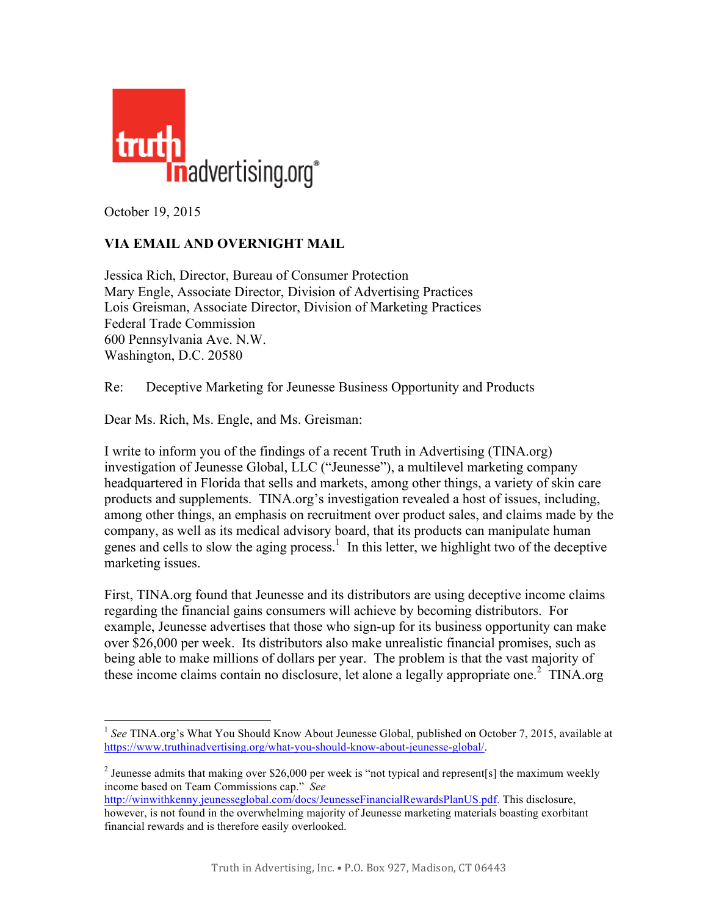**truth in advertising.org®**

October 19, 2015

**VIA EMAIL AND OVERNIGHT MAIL**

Jessica Rich, Director, Bureau of Consumer Protection
Mary Engle, Associate Director, Division of Advertising Practices
Lois Greisman, Associate Director, Division of Marketing Practices
Federal Trade Commission
600 Pennsylvania Ave. N.W.
Washington, D.C. 20580

Re: Deceptive Marketing for Jeunesse Business Opportunity and Products

Dear Ms. Rich, Ms. Engle, and Ms. Greisman:

I write to inform you of the findings of a recent Truth in Advertising (TINA.org) investigation of Jeunesse Global, LLC ("Jeunesse"), a multilevel marketing company headquartered in Florida that sells and markets, among other things, a variety of skin care products and supplements. TINA.org's investigation revealed a host of issues, including, among other things, an emphasis on recruitment over product sales, and claims made by the company, as well as its medical advisory board, that its products can manipulate human genes and cells to slow the aging process.[1] In this letter, we highlight two of the deceptive marketing issues.

First, TINA.org found that Jeunesse and its distributors are using deceptive income claims regarding the financial gains consumers will achieve by becoming distributors. For example, Jeunesse advertises that those who sign-up for its business opportunity can make over $26,000 per week. Its distributors also make unrealistic financial promises, such as being able to make millions of dollars per year. The problem is that the vast majority of these income claims contain no disclosure, let alone a legally appropriate one.[2] TINA.org

---

[1] *See* TINA.org's What You Should Know About Jeunesse Global, published on October 7, 2015, available at https://www.truthinadvertising.org/what-you-should-know-about-jeunesse-global/.

[2] Jeunesse admits that making over $26,000 per week is "not typical and represent[s] the maximum weekly income based on Team Commissions cap." *See* http://winwithkenny.jeunesseglobal.com/docs/JeunesseFinancialRewardsPlanUS.pdf. This disclosure, however, is not found in the overwhelming majority of Jeunesse marketing materials boasting exorbitant financial rewards and is therefore easily overlooked.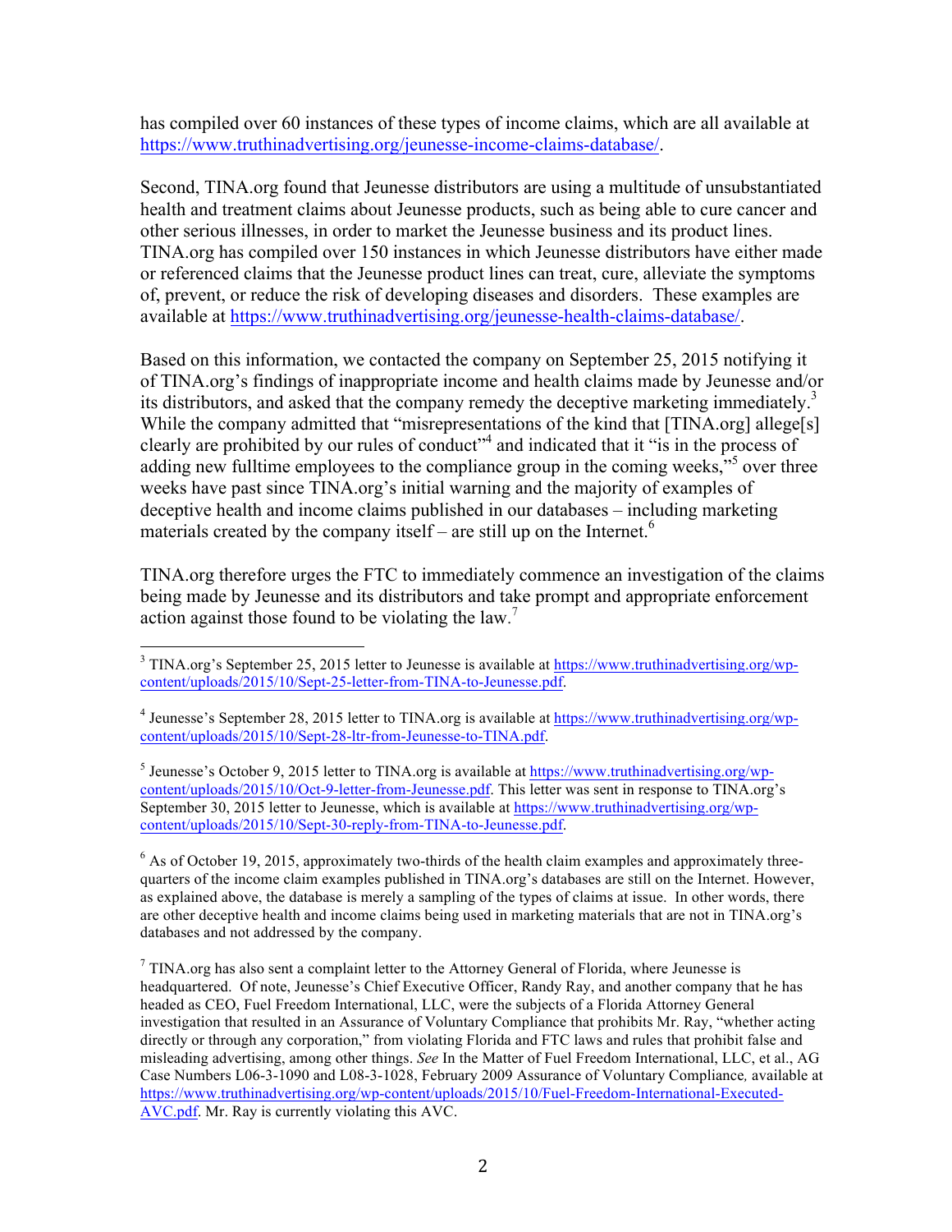has compiled over 60 instances of these types of income claims, which are all available at https://www.truthinadvertising.org/jeunesse-income-claims-database/.

Second, TINA.org found that Jeunesse distributors are using a multitude of unsubstantiated health and treatment claims about Jeunesse products, such as being able to cure cancer and other serious illnesses, in order to market the Jeunesse business and its product lines. TINA.org has compiled over 150 instances in which Jeunesse distributors have either made or referenced claims that the Jeunesse product lines can treat, cure, alleviate the symptoms of, prevent, or reduce the risk of developing diseases and disorders. These examples are available at https://www.truthinadvertising.org/jeunesse-health-claims-database/.

Based on this information, we contacted the company on September 25, 2015 notifying it of TINA.org's findings of inappropriate income and health claims made by Jeunesse and/or its distributors, and asked that the company remedy the deceptive marketing immediately.[3] While the company admitted that "misrepresentations of the kind that [TINA.org] allege[s] clearly are prohibited by our rules of conduct"[4] and indicated that it "is in the process of adding new fulltime employees to the compliance group in the coming weeks,"[5] over three weeks have past since TINA.org's initial warning and the majority of examples of deceptive health and income claims published in our databases – including marketing materials created by the company itself – are still up on the Internet.[6]

TINA.org therefore urges the FTC to immediately commence an investigation of the claims being made by Jeunesse and its distributors and take prompt and appropriate enforcement action against those found to be violating the law.[7]

---

[3] TINA.org's September 25, 2015 letter to Jeunesse is available at https://www.truthinadvertising.org/wp-content/uploads/2015/10/Sept-25-letter-from-TINA-to-Jeunesse.pdf.

[4] Jeunesse's September 28, 2015 letter to TINA.org is available at https://www.truthinadvertising.org/wp-content/uploads/2015/10/Sept-28-ltr-from-Jeunesse-to-TINA.pdf.

[5] Jeunesse's October 9, 2015 letter to TINA.org is available at https://www.truthinadvertising.org/wp-content/uploads/2015/10/Oct-9-letter-from-Jeunesse.pdf. This letter was sent in response to TINA.org's September 30, 2015 letter to Jeunesse, which is available at https://www.truthinadvertising.org/wp-content/uploads/2015/10/Sept-30-reply-from-TINA-to-Jeunesse.pdf.

[6] As of October 19, 2015, approximately two-thirds of the health claim examples and approximately three-quarters of the income claim examples published in TINA.org's databases are still on the Internet. However, as explained above, the database is merely a sampling of the types of claims at issue. In other words, there are other deceptive health and income claims being used in marketing materials that are not in TINA.org's databases and not addressed by the company.

[7] TINA.org has also sent a complaint letter to the Attorney General of Florida, where Jeunesse is headquartered. Of note, Jeunesse's Chief Executive Officer, Randy Ray, and another company that he has headed as CEO, Fuel Freedom International, LLC, were the subjects of a Florida Attorney General investigation that resulted in an Assurance of Voluntary Compliance that prohibits Mr. Ray, "whether acting directly or through any corporation," from violating Florida and FTC laws and rules that prohibit false and misleading advertising, among other things. *See* In the Matter of Fuel Freedom International, LLC, et al., AG Case Numbers L06-3-1090 and L08-3-1028, February 2009 Assurance of Voluntary Compliance*,* available at https://www.truthinadvertising.org/wp-content/uploads/2015/10/Fuel-Freedom-International-Executed-AVC.pdf. Mr. Ray is currently violating this AVC.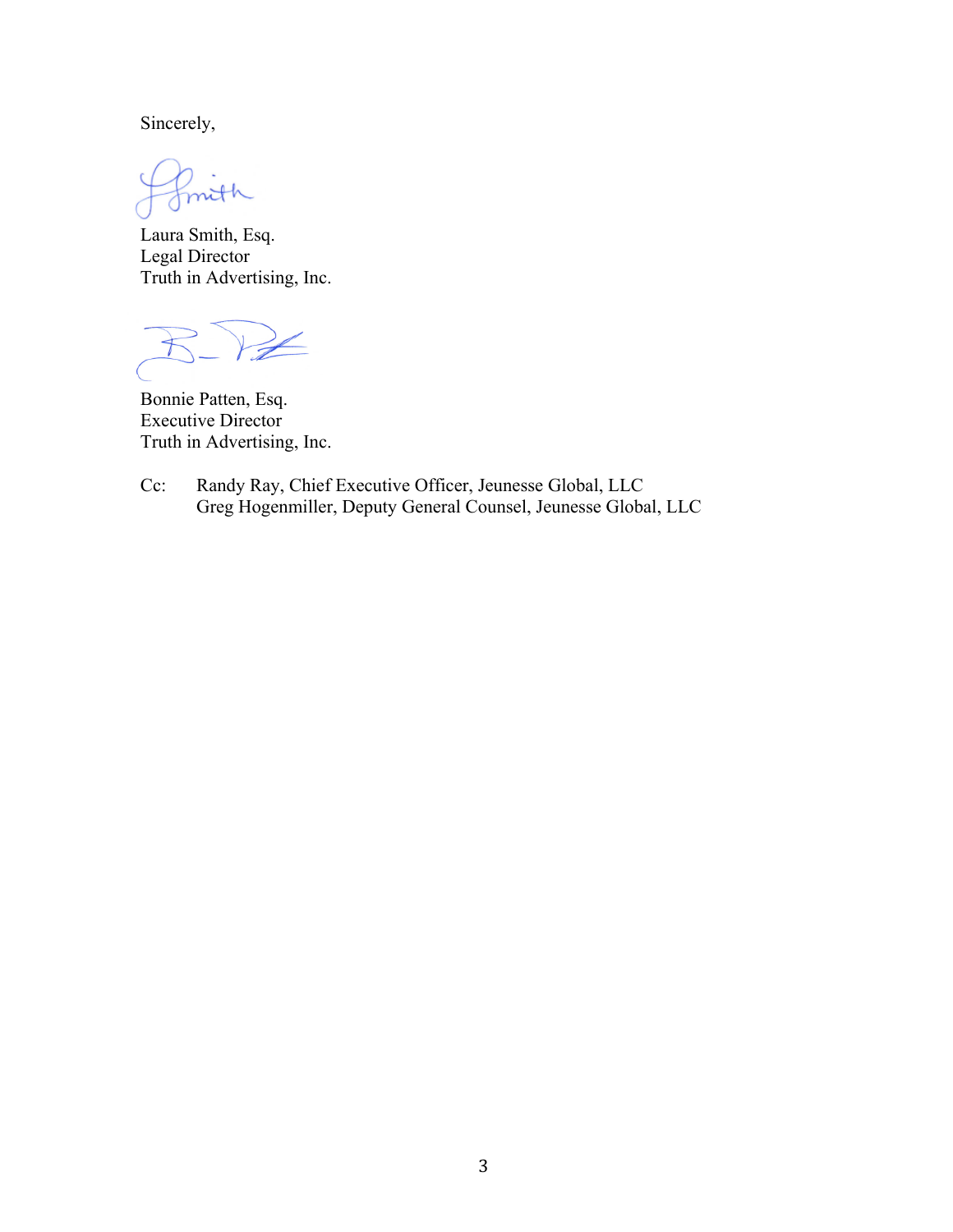Sincerely,

Laura Smith, Esq.
Legal Director
Truth in Advertising, Inc.

Bonnie Patten, Esq.
Executive Director
Truth in Advertising, Inc.

Cc: Randy Ray, Chief Executive Officer, Jeunesse Global, LLC
Greg Hogenmiller, Deputy General Counsel, Jeunesse Global, LLC